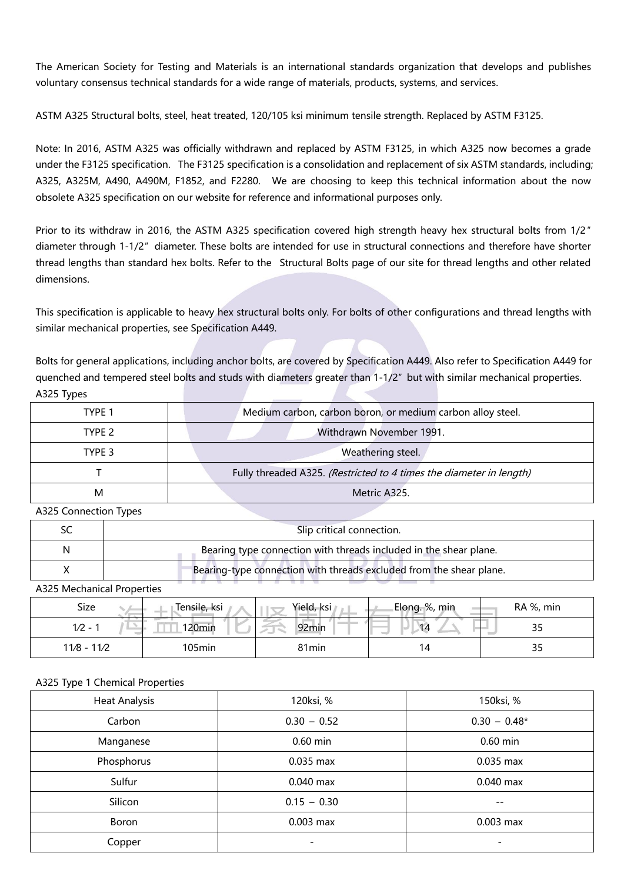The American Society for Testing and Materials is an international standards organization that develops and publishes voluntary consensus technical standards for a wide range of materials, products, systems, and services.

ASTM A325 Structural bolts, steel, heat treated, 120/105 ksi minimum tensile strength. Replaced by ASTM F3125.

Note: In 2016, ASTM A325 was officially withdrawn and replaced by ASTM F3125, in which A325 now becomes a grade under the F3125 specification. The F3125 specification is a consolidation and replacement of six ASTM standards, including; A325, A325M, A490, A490M, F1852, and F2280. We are choosing to keep this technical information about the now obsolete A325 specification on our website for reference and informational purposes only.

Prior to its withdraw in 2016, the ASTM A325 specification covered high strength heavy hex structural bolts from 1/2" diameter through 1-1/2" diameter. These bolts are intended for use in structural connections and therefore have shorter thread lengths than standard hex bolts. Refer to the Structural Bolts page of our site for thread lengths and other related dimensions.

This specification is applicable to heavy hex structural bolts only. For bolts of other configurations and thread lengths with similar mechanical properties, see Specification A449.

Bolts for general applications, including anchor bolts, are covered by Specification A449. Also refer to Specification A449 for quenched and tempered steel bolts and studs with diameters greater than 1-1/2" but with similar mechanical properties.

A325 Types

| | |
|---|---|
| TYPE 1 | Medium carbon, carbon boron, or medium carbon alloy steel. |
| TYPE 2 | Withdrawn November 1991. |
| TYPE 3 | Weathering steel. |
| T | Fully threaded A325. *(Restricted to 4 times the diameter in length)* |
| M | Metric A325. |

A325 Connection Types

| | |
|---|---|
| SC | Slip critical connection. |
| N | Bearing type connection with threads included in the shear plane. |
| X | Bearing-type connection with threads excluded from the shear plane. |

A325 Mechanical Properties

| Size | Tensile, ksi | Yield, ksi | Elong. %, min | RA %, min |
|---|---|---|---|---|
| 1⁄2 - 1 | 120min | 92min | 14 | 35 |
| 11⁄8 - 11⁄2 | 105min | 81min | 14 | 35 |

A325 Type 1 Chemical Properties

| Heat Analysis | 120ksi, % | 150ksi, % |
|---|---|---|
| Carbon | 0.30 – 0.52 | 0.30 – 0.48* |
| Manganese | 0.60 min | 0.60 min |
| Phosphorus | 0.035 max | 0.035 max |
| Sulfur | 0.040 max | 0.040 max |
| Silicon | 0.15 – 0.30 | -- |
| Boron | 0.003 max | 0.003 max |
| Copper | - | - |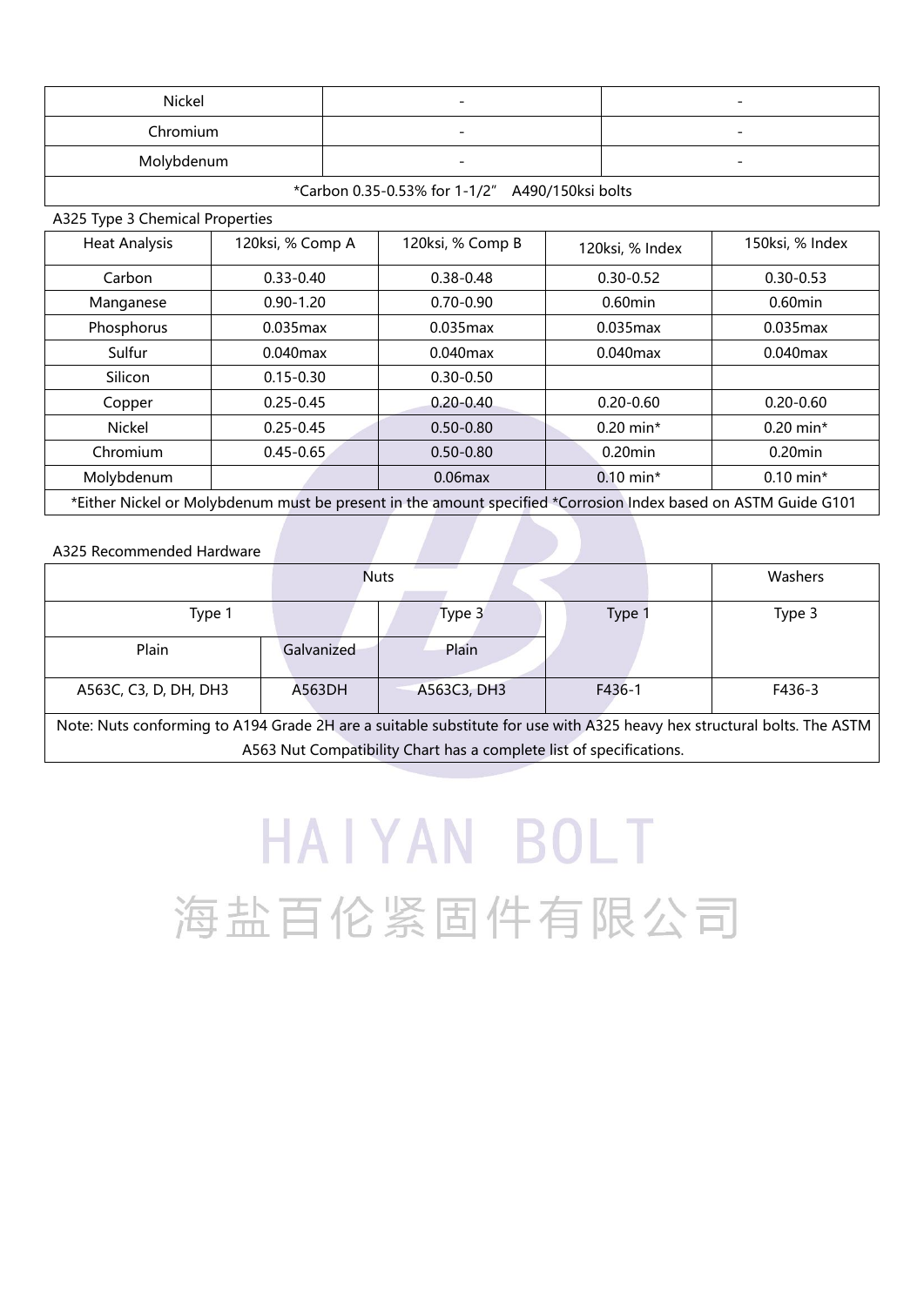| | | |
|---|---|---|
| Nickel | - | - |
| Chromium | - | - |
| Molybdenum | - | - |
| *Carbon 0.35-0.53% for 1-1/2"　A490/150ksi bolts | | |

A325 Type 3 Chemical Properties

| Heat Analysis | 120ksi, % Comp A | 120ksi, % Comp B | 120ksi, % Index | 150ksi, % Index |
|---|---|---|---|---|
| Carbon | 0.33-0.40 | 0.38-0.48 | 0.30-0.52 | 0.30-0.53 |
| Manganese | 0.90-1.20 | 0.70-0.90 | 0.60min | 0.60min |
| Phosphorus | 0.035max | 0.035max | 0.035max | 0.035max |
| Sulfur | 0.040max | 0.040max | 0.040max | 0.040max |
| Silicon | 0.15-0.30 | 0.30-0.50 | | |
| Copper | 0.25-0.45 | 0.20-0.40 | 0.20-0.60 | 0.20-0.60 |
| Nickel | 0.25-0.45 | 0.50-0.80 | 0.20 min* | 0.20 min* |
| Chromium | 0.45-0.65 | 0.50-0.80 | 0.20min | 0.20min |
| Molybdenum | | 0.06max | 0.10 min* | 0.10 min* |
| *Either Nickel or Molybdenum must be present in the amount specified *Corrosion Index based on ASTM Guide G101 | | | | |

A325 Recommended Hardware

| Nuts | | | | Washers |
|---|---|---|---|---|
| Type 1 | | Type 3 | Type 1 | Type 3 |
| Plain | Galvanized | Plain | | |
| A563C, C3, D, DH, DH3 | A563DH | A563C3, DH3 | F436-1 | F436-3 |
| Note: Nuts conforming to A194 Grade 2H are a suitable substitute for use with A325 heavy hex structural bolts. The ASTM A563 Nut Compatibility Chart has a complete list of specifications. | | | | |

HAIYAN BOLT

海盐百伦紧固件有限公司